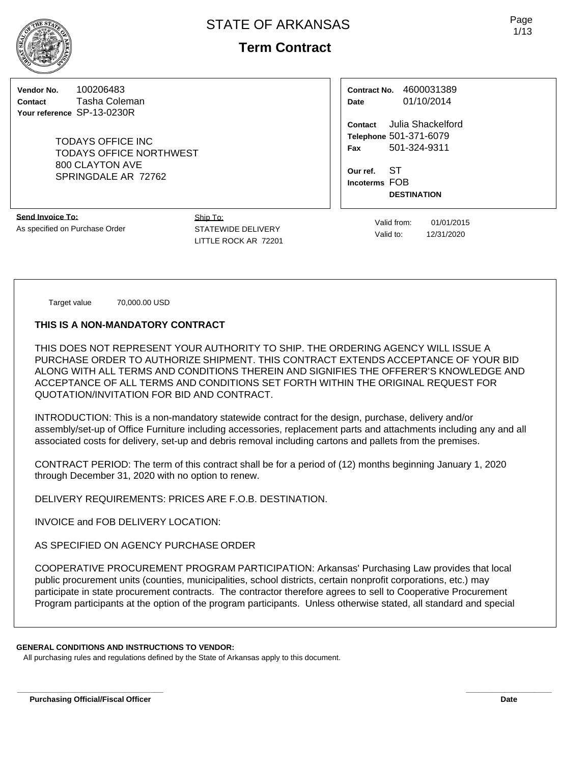# STATE OF ARKANSAS

## Term Contract

**Vendor No.** 100206483
**Contact** Tasha Coleman
**Your reference** SP-13-0230R

TODAYS OFFICE INC
TODAYS OFFICE NORTHWEST
800 CLAYTON AVE
SPRINGDALE AR 72762

**Contract No.** 4600031389
**Date** 01/10/2014

**Contact** Julia Shackelford
**Telephone** 501-371-6079
**Fax** 501-324-9311

**Our ref.** ST
**Incoterms** FOB
**DESTINATION**

**Send Invoice To:**
As specified on Purchase Order

Ship To:
STATEWIDE DELIVERY
LITTLE ROCK AR 72201

Valid from: 01/01/2015
Valid to: 12/31/2020

Target value 70,000.00 USD

**THIS IS A NON-MANDATORY CONTRACT**

THIS DOES NOT REPRESENT YOUR AUTHORITY TO SHIP. THE ORDERING AGENCY WILL ISSUE A PURCHASE ORDER TO AUTHORIZE SHIPMENT. THIS CONTRACT EXTENDS ACCEPTANCE OF YOUR BID ALONG WITH ALL TERMS AND CONDITIONS THEREIN AND SIGNIFIES THE OFFERER'S KNOWLEDGE AND ACCEPTANCE OF ALL TERMS AND CONDITIONS SET FORTH WITHIN THE ORIGINAL REQUEST FOR QUOTATION/INVITATION FOR BID AND CONTRACT.

INTRODUCTION: This is a non-mandatory statewide contract for the design, purchase, delivery and/or assembly/set-up of Office Furniture including accessories, replacement parts and attachments including any and all associated costs for delivery, set-up and debris removal including cartons and pallets from the premises.

CONTRACT PERIOD: The term of this contract shall be for a period of (12) months beginning January 1, 2020 through December 31, 2020 with no option to renew.

DELIVERY REQUIREMENTS: PRICES ARE F.O.B. DESTINATION.

INVOICE and FOB DELIVERY LOCATION:

AS SPECIFIED ON AGENCY PURCHASE ORDER

COOPERATIVE PROCUREMENT PROGRAM PARTICIPATION: Arkansas' Purchasing Law provides that local public procurement units (counties, municipalities, school districts, certain nonprofit corporations, etc.) may participate in state procurement contracts. The contractor therefore agrees to sell to Cooperative Procurement Program participants at the option of the program participants. Unless otherwise stated, all standard and special

**GENERAL CONDITIONS AND INSTRUCTIONS TO VENDOR:**
All purchasing rules and regulations defined by the State of Arkansas apply to this document.

**Purchasing Official/Fiscal Officer** **Date**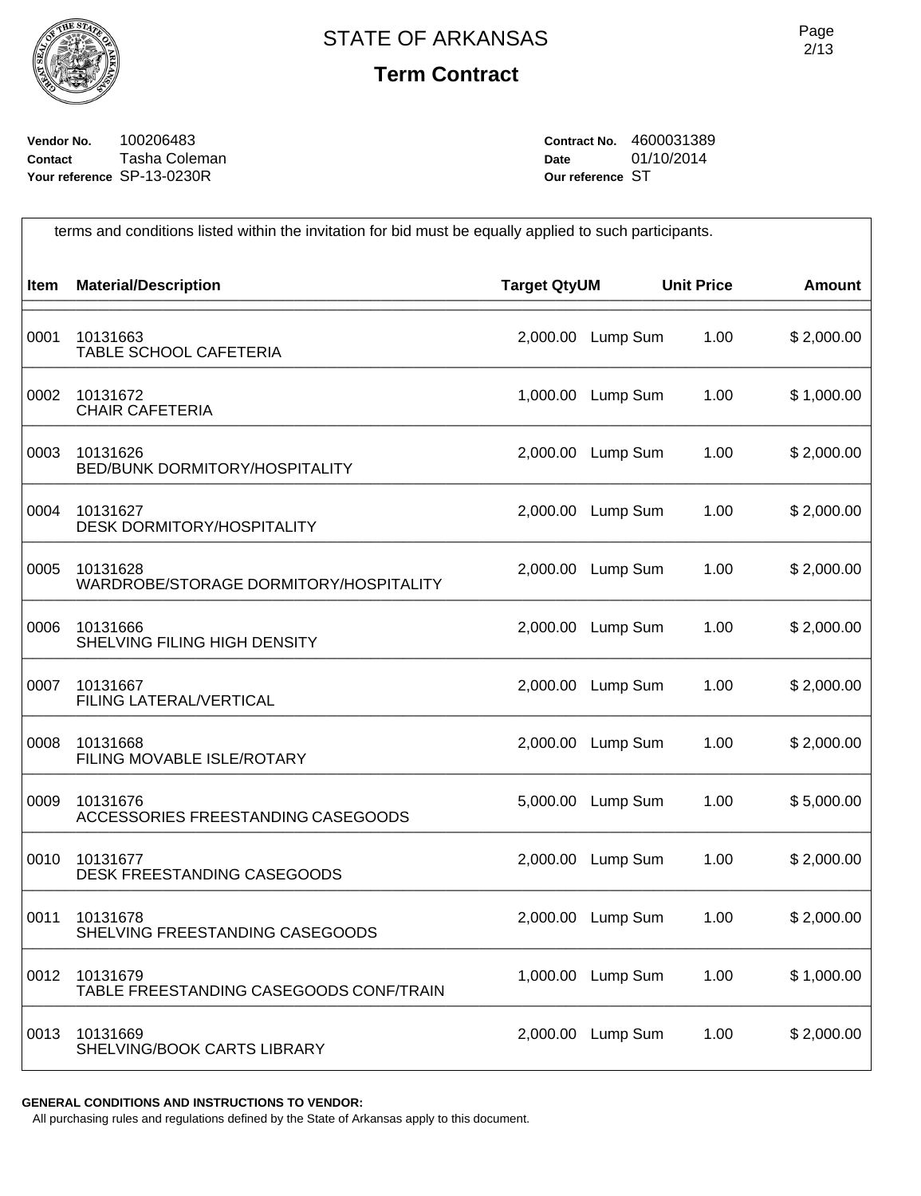# STATE OF ARKANSAS

## Term Contract

**Vendor No.** 100206483
**Contact** Tasha Coleman
**Your reference** SP-13-0230R

**Contract No.** 4600031389
**Date** 01/10/2014
**Our reference** ST

terms and conditions listed within the invitation for bid must be equally applied to such participants.

| Item | Material/Description | Target Qty | UM | Unit Price | Amount |
|---|---|---|---|---|---|
| 0001 | 10131663<br>TABLE SCHOOL CAFETERIA | 2,000.00 | Lump Sum | 1.00 | $ 2,000.00 |
| 0002 | 10131672<br>CHAIR CAFETERIA | 1,000.00 | Lump Sum | 1.00 | $ 1,000.00 |
| 0003 | 10131626<br>BED/BUNK DORMITORY/HOSPITALITY | 2,000.00 | Lump Sum | 1.00 | $ 2,000.00 |
| 0004 | 10131627<br>DESK DORMITORY/HOSPITALITY | 2,000.00 | Lump Sum | 1.00 | $ 2,000.00 |
| 0005 | 10131628<br>WARDROBE/STORAGE DORMITORY/HOSPITALITY | 2,000.00 | Lump Sum | 1.00 | $ 2,000.00 |
| 0006 | 10131666<br>SHELVING FILING HIGH DENSITY | 2,000.00 | Lump Sum | 1.00 | $ 2,000.00 |
| 0007 | 10131667<br>FILING LATERAL/VERTICAL | 2,000.00 | Lump Sum | 1.00 | $ 2,000.00 |
| 0008 | 10131668<br>FILING MOVABLE ISLE/ROTARY | 2,000.00 | Lump Sum | 1.00 | $ 2,000.00 |
| 0009 | 10131676<br>ACCESSORIES FREESTANDING CASEGOODS | 5,000.00 | Lump Sum | 1.00 | $ 5,000.00 |
| 0010 | 10131677<br>DESK FREESTANDING CASEGOODS | 2,000.00 | Lump Sum | 1.00 | $ 2,000.00 |
| 0011 | 10131678<br>SHELVING FREESTANDING CASEGOODS | 2,000.00 | Lump Sum | 1.00 | $ 2,000.00 |
| 0012 | 10131679<br>TABLE FREESTANDING CASEGOODS CONF/TRAIN | 1,000.00 | Lump Sum | 1.00 | $ 1,000.00 |
| 0013 | 10131669<br>SHELVING/BOOK CARTS LIBRARY | 2,000.00 | Lump Sum | 1.00 | $ 2,000.00 |

**GENERAL CONDITIONS AND INSTRUCTIONS TO VENDOR:**
All purchasing rules and regulations defined by the State of Arkansas apply to this document.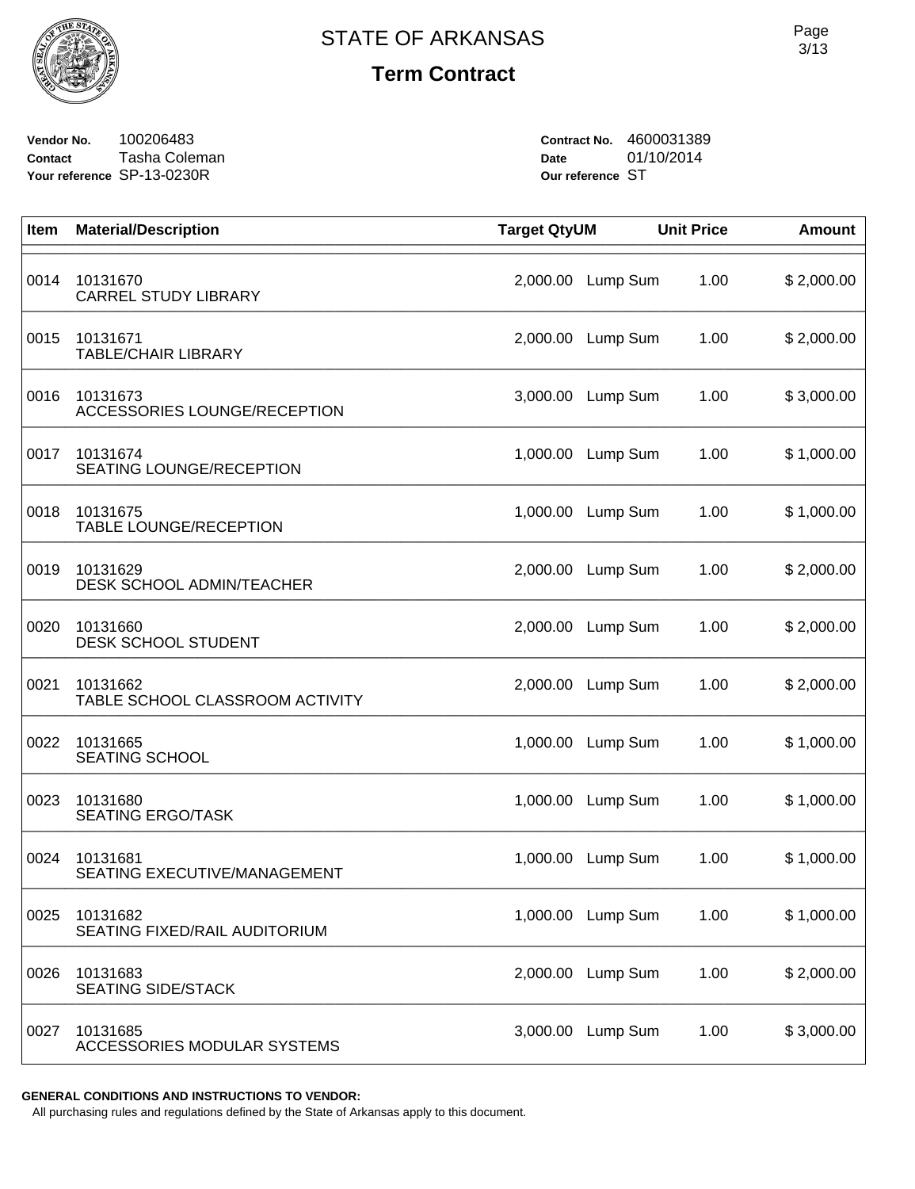# STATE OF ARKANSAS

## Term Contract

**Vendor No.** 100206483
**Contact** Tasha Coleman
**Your reference** SP-13-0230R

**Contract No.** 4600031389
**Date** 01/10/2014
**Our reference** ST

| Item | Material/Description | Target Qty | UM | Unit Price | Amount |
|---|---|---|---|---|---|
| 0014 | 10131670 CARREL STUDY LIBRARY | 2,000.00 | Lump Sum | 1.00 | $ 2,000.00 |
| 0015 | 10131671 TABLE/CHAIR LIBRARY | 2,000.00 | Lump Sum | 1.00 | $ 2,000.00 |
| 0016 | 10131673 ACCESSORIES LOUNGE/RECEPTION | 3,000.00 | Lump Sum | 1.00 | $ 3,000.00 |
| 0017 | 10131674 SEATING LOUNGE/RECEPTION | 1,000.00 | Lump Sum | 1.00 | $ 1,000.00 |
| 0018 | 10131675 TABLE LOUNGE/RECEPTION | 1,000.00 | Lump Sum | 1.00 | $ 1,000.00 |
| 0019 | 10131629 DESK SCHOOL ADMIN/TEACHER | 2,000.00 | Lump Sum | 1.00 | $ 2,000.00 |
| 0020 | 10131660 DESK SCHOOL STUDENT | 2,000.00 | Lump Sum | 1.00 | $ 2,000.00 |
| 0021 | 10131662 TABLE SCHOOL CLASSROOM ACTIVITY | 2,000.00 | Lump Sum | 1.00 | $ 2,000.00 |
| 0022 | 10131665 SEATING SCHOOL | 1,000.00 | Lump Sum | 1.00 | $ 1,000.00 |
| 0023 | 10131680 SEATING ERGO/TASK | 1,000.00 | Lump Sum | 1.00 | $ 1,000.00 |
| 0024 | 10131681 SEATING EXECUTIVE/MANAGEMENT | 1,000.00 | Lump Sum | 1.00 | $ 1,000.00 |
| 0025 | 10131682 SEATING FIXED/RAIL AUDITORIUM | 1,000.00 | Lump Sum | 1.00 | $ 1,000.00 |
| 0026 | 10131683 SEATING SIDE/STACK | 2,000.00 | Lump Sum | 1.00 | $ 2,000.00 |
| 0027 | 10131685 ACCESSORIES MODULAR SYSTEMS | 3,000.00 | Lump Sum | 1.00 | $ 3,000.00 |

**GENERAL CONDITIONS AND INSTRUCTIONS TO VENDOR:**

All purchasing rules and regulations defined by the State of Arkansas apply to this document.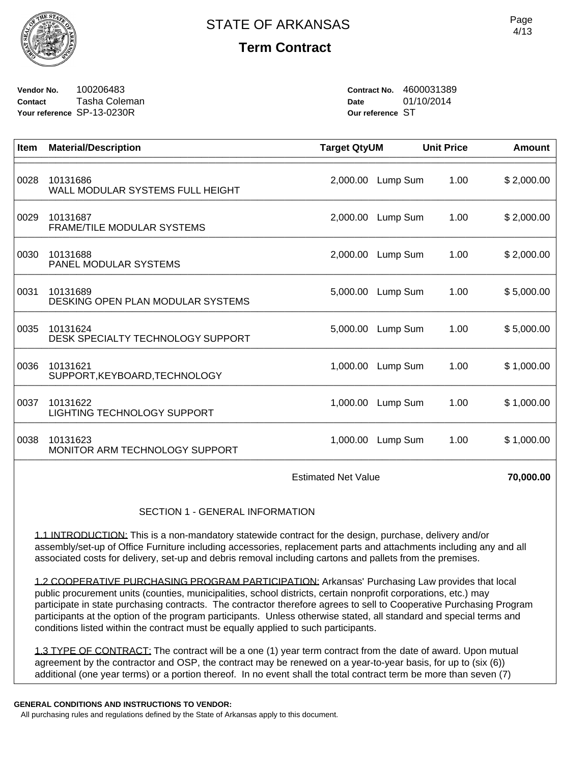# STATE OF ARKANSAS

## Term Contract

**Vendor No.** 100206483
**Contact** Tasha Coleman
**Your reference** SP-13-0230R

**Contract No.** 4600031389
**Date** 01/10/2014
**Our reference** ST

| Item | Material/Description | Target Qty | UM | Unit Price | Amount |
|---|---|---|---|---|---|
| 0028 | 10131686 WALL MODULAR SYSTEMS FULL HEIGHT | 2,000.00 | Lump Sum | 1.00 | $ 2,000.00 |
| 0029 | 10131687 FRAME/TILE MODULAR SYSTEMS | 2,000.00 | Lump Sum | 1.00 | $ 2,000.00 |
| 0030 | 10131688 PANEL MODULAR SYSTEMS | 2,000.00 | Lump Sum | 1.00 | $ 2,000.00 |
| 0031 | 10131689 DESKING OPEN PLAN MODULAR SYSTEMS | 5,000.00 | Lump Sum | 1.00 | $ 5,000.00 |
| 0035 | 10131624 DESK SPECIALTY TECHNOLOGY SUPPORT | 5,000.00 | Lump Sum | 1.00 | $ 5,000.00 |
| 0036 | 10131621 SUPPORT,KEYBOARD,TECHNOLOGY | 1,000.00 | Lump Sum | 1.00 | $ 1,000.00 |
| 0037 | 10131622 LIGHTING TECHNOLOGY SUPPORT | 1,000.00 | Lump Sum | 1.00 | $ 1,000.00 |
| 0038 | 10131623 MONITOR ARM TECHNOLOGY SUPPORT | 1,000.00 | Lump Sum | 1.00 | $ 1,000.00 |
| | | Estimated Net Value | | | **70,000.00** |

SECTION 1 - GENERAL INFORMATION

1.1 INTRODUCTION: This is a non-mandatory statewide contract for the design, purchase, delivery and/or assembly/set-up of Office Furniture including accessories, replacement parts and attachments including any and all associated costs for delivery, set-up and debris removal including cartons and pallets from the premises.

1.2 COOPERATIVE PURCHASING PROGRAM PARTICIPATION: Arkansas' Purchasing Law provides that local public procurement units (counties, municipalities, school districts, certain nonprofit corporations, etc.) may participate in state purchasing contracts. The contractor therefore agrees to sell to Cooperative Purchasing Program participants at the option of the program participants. Unless otherwise stated, all standard and special terms and conditions listed within the contract must be equally applied to such participants.

1.3 TYPE OF CONTRACT: The contract will be a one (1) year term contract from the date of award. Upon mutual agreement by the contractor and OSP, the contract may be renewed on a year-to-year basis, for up to (six (6)) additional (one year terms) or a portion thereof. In no event shall the total contract term be more than seven (7)

**GENERAL CONDITIONS AND INSTRUCTIONS TO VENDOR:**
All purchasing rules and regulations defined by the State of Arkansas apply to this document.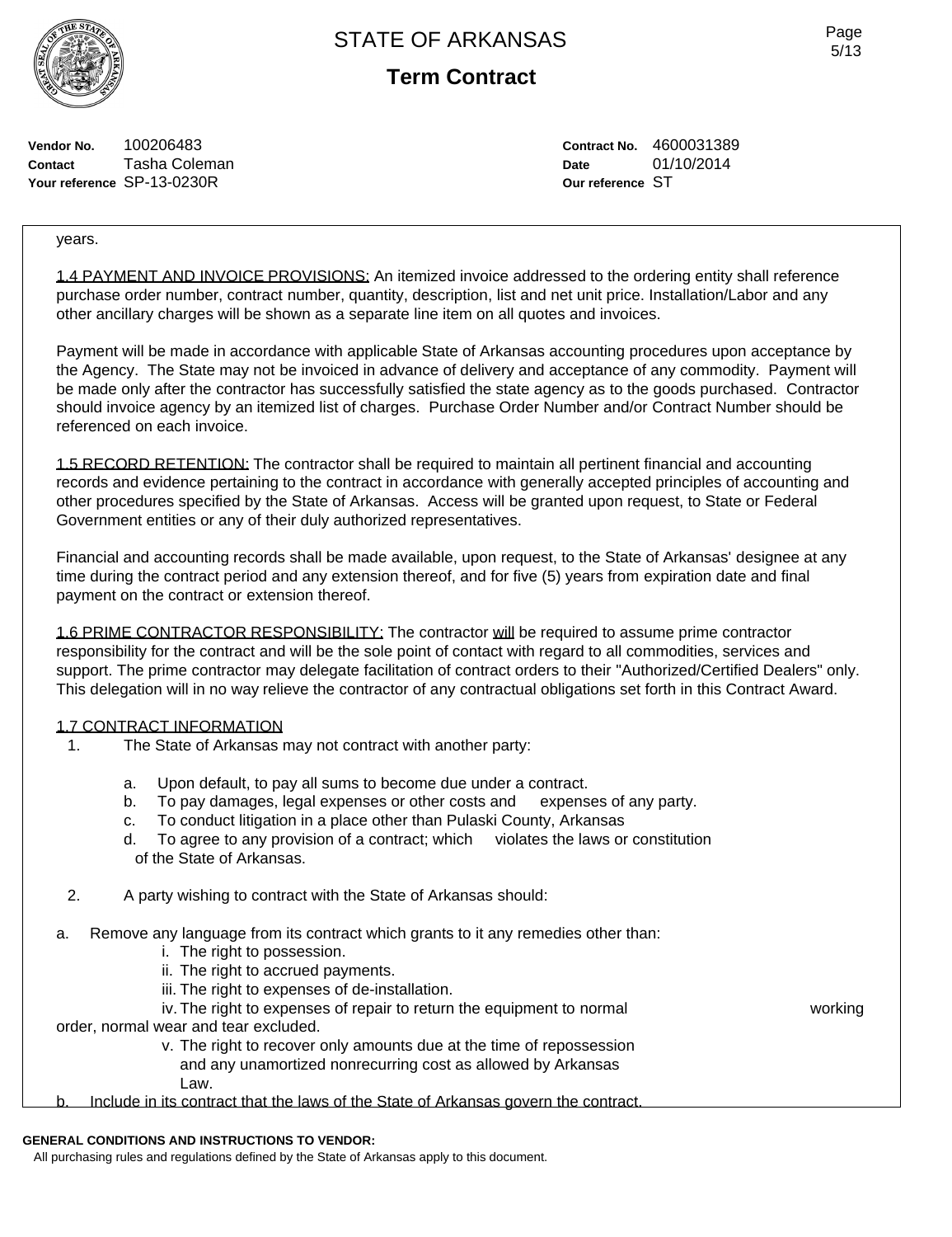**Vendor No.** 100206483
**Contact** Tasha Coleman
**Your reference** SP-13-0230R

**Contract No.** 4600031389
**Date** 01/10/2014
**Our reference** ST

years.

1.4 PAYMENT AND INVOICE PROVISIONS: An itemized invoice addressed to the ordering entity shall reference purchase order number, contract number, quantity, description, list and net unit price. Installation/Labor and any other ancillary charges will be shown as a separate line item on all quotes and invoices.

Payment will be made in accordance with applicable State of Arkansas accounting procedures upon acceptance by the Agency. The State may not be invoiced in advance of delivery and acceptance of any commodity. Payment will be made only after the contractor has successfully satisfied the state agency as to the goods purchased. Contractor should invoice agency by an itemized list of charges. Purchase Order Number and/or Contract Number should be referenced on each invoice.

1.5 RECORD RETENTION: The contractor shall be required to maintain all pertinent financial and accounting records and evidence pertaining to the contract in accordance with generally accepted principles of accounting and other procedures specified by the State of Arkansas. Access will be granted upon request, to State or Federal Government entities or any of their duly authorized representatives.

Financial and accounting records shall be made available, upon request, to the State of Arkansas' designee at any time during the contract period and any extension thereof, and for five (5) years from expiration date and final payment on the contract or extension thereof.

1.6 PRIME CONTRACTOR RESPONSIBILITY: The contractor will be required to assume prime contractor responsibility for the contract and will be the sole point of contact with regard to all commodities, services and support. The prime contractor may delegate facilitation of contract orders to their "Authorized/Certified Dealers" only. This delegation will in no way relieve the contractor of any contractual obligations set forth in this Contract Award.

1.7 CONTRACT INFORMATION

1. The State of Arkansas may not contract with another party:

   a. Upon default, to pay all sums to become due under a contract.
   b. To pay damages, legal expenses or other costs and expenses of any party.
   c. To conduct litigation in a place other than Pulaski County, Arkansas
   d. To agree to any provision of a contract; which violates the laws or constitution of the State of Arkansas.

2. A party wishing to contract with the State of Arkansas should:

a. Remove any language from its contract which grants to it any remedies other than:
   i. The right to possession.
   ii. The right to accrued payments.
   iii. The right to expenses of de-installation.
   iv. The right to expenses of repair to return the equipment to normal working order, normal wear and tear excluded.
   v. The right to recover only amounts due at the time of repossession and any unamortized nonrecurring cost as allowed by Arkansas Law.

b. Include in its contract that the laws of the State of Arkansas govern the contract.

**GENERAL CONDITIONS AND INSTRUCTIONS TO VENDOR:**
All purchasing rules and regulations defined by the State of Arkansas apply to this document.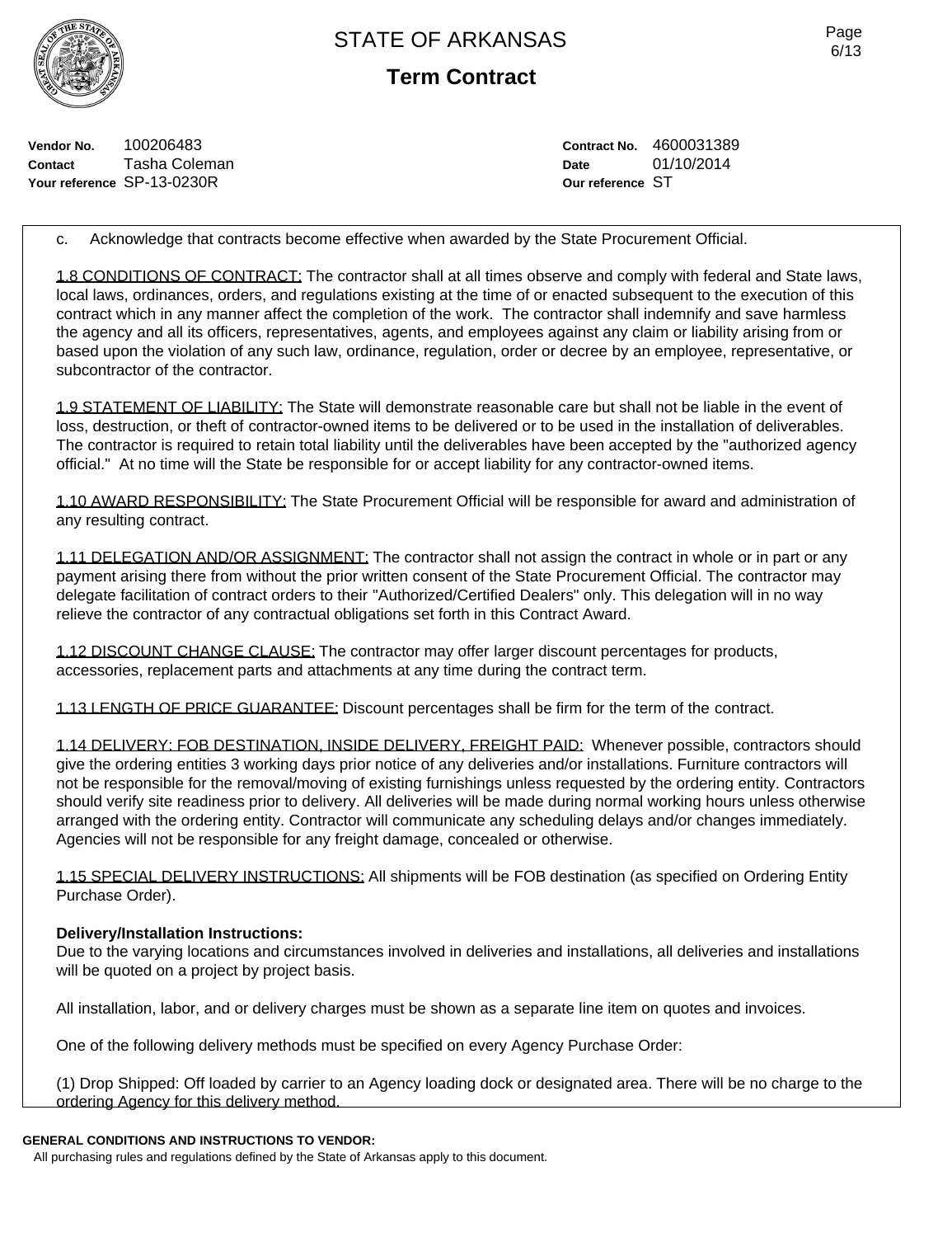**Vendor No.** 100206483
**Contact** Tasha Coleman
**Your reference** SP-13-0230R

**Contract No.** 4600031389
**Date** 01/10/2014
**Our reference** ST

c. Acknowledge that contracts become effective when awarded by the State Procurement Official.

1.8 CONDITIONS OF CONTRACT: The contractor shall at all times observe and comply with federal and State laws, local laws, ordinances, orders, and regulations existing at the time of or enacted subsequent to the execution of this contract which in any manner affect the completion of the work. The contractor shall indemnify and save harmless the agency and all its officers, representatives, agents, and employees against any claim or liability arising from or based upon the violation of any such law, ordinance, regulation, order or decree by an employee, representative, or subcontractor of the contractor.

1.9 STATEMENT OF LIABILITY: The State will demonstrate reasonable care but shall not be liable in the event of loss, destruction, or theft of contractor-owned items to be delivered or to be used in the installation of deliverables. The contractor is required to retain total liability until the deliverables have been accepted by the "authorized agency official." At no time will the State be responsible for or accept liability for any contractor-owned items.

1.10 AWARD RESPONSIBILITY: The State Procurement Official will be responsible for award and administration of any resulting contract.

1.11 DELEGATION AND/OR ASSIGNMENT: The contractor shall not assign the contract in whole or in part or any payment arising there from without the prior written consent of the State Procurement Official. The contractor may delegate facilitation of contract orders to their "Authorized/Certified Dealers" only. This delegation will in no way relieve the contractor of any contractual obligations set forth in this Contract Award.

1.12 DISCOUNT CHANGE CLAUSE: The contractor may offer larger discount percentages for products, accessories, replacement parts and attachments at any time during the contract term.

1.13 LENGTH OF PRICE GUARANTEE: Discount percentages shall be firm for the term of the contract.

1.14 DELIVERY: FOB DESTINATION, INSIDE DELIVERY, FREIGHT PAID: Whenever possible, contractors should give the ordering entities 3 working days prior notice of any deliveries and/or installations. Furniture contractors will not be responsible for the removal/moving of existing furnishings unless requested by the ordering entity. Contractors should verify site readiness prior to delivery. All deliveries will be made during normal working hours unless otherwise arranged with the ordering entity. Contractor will communicate any scheduling delays and/or changes immediately. Agencies will not be responsible for any freight damage, concealed or otherwise.

1.15 SPECIAL DELIVERY INSTRUCTIONS: All shipments will be FOB destination (as specified on Ordering Entity Purchase Order).

**Delivery/Installation Instructions:**
Due to the varying locations and circumstances involved in deliveries and installations, all deliveries and installations will be quoted on a project by project basis.

All installation, labor, and or delivery charges must be shown as a separate line item on quotes and invoices.

One of the following delivery methods must be specified on every Agency Purchase Order:

(1) Drop Shipped: Off loaded by carrier to an Agency loading dock or designated area. There will be no charge to the ordering Agency for this delivery method.

**GENERAL CONDITIONS AND INSTRUCTIONS TO VENDOR:**
All purchasing rules and regulations defined by the State of Arkansas apply to this document.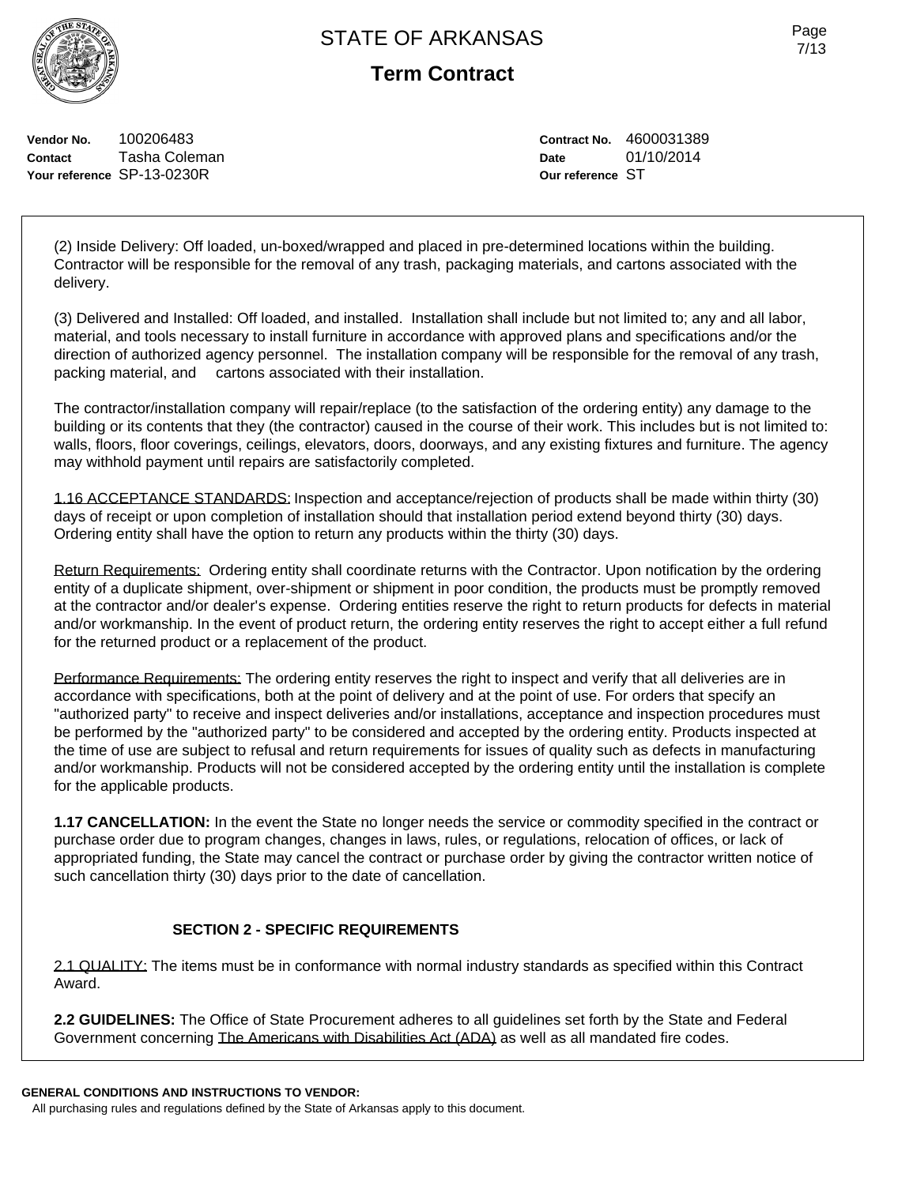**Vendor No.** 100206483
**Contact** Tasha Coleman
**Your reference** SP-13-0230R

**Contract No.** 4600031389
**Date** 01/10/2014
**Our reference** ST

(2) Inside Delivery: Off loaded, un-boxed/wrapped and placed in pre-determined locations within the building. Contractor will be responsible for the removal of any trash, packaging materials, and cartons associated with the delivery.

(3) Delivered and Installed: Off loaded, and installed. Installation shall include but not limited to; any and all labor, material, and tools necessary to install furniture in accordance with approved plans and specifications and/or the direction of authorized agency personnel. The installation company will be responsible for the removal of any trash, packing material, and cartons associated with their installation.

The contractor/installation company will repair/replace (to the satisfaction of the ordering entity) any damage to the building or its contents that they (the contractor) caused in the course of their work. This includes but is not limited to: walls, floors, floor coverings, ceilings, elevators, doors, doorways, and any existing fixtures and furniture. The agency may withhold payment until repairs are satisfactorily completed.

1.16 ACCEPTANCE STANDARDS: Inspection and acceptance/rejection of products shall be made within thirty (30) days of receipt or upon completion of installation should that installation period extend beyond thirty (30) days. Ordering entity shall have the option to return any products within the thirty (30) days.

Return Requirements: Ordering entity shall coordinate returns with the Contractor. Upon notification by the ordering entity of a duplicate shipment, over-shipment or shipment in poor condition, the products must be promptly removed at the contractor and/or dealer's expense. Ordering entities reserve the right to return products for defects in material and/or workmanship. In the event of product return, the ordering entity reserves the right to accept either a full refund for the returned product or a replacement of the product.

Performance Requirements: The ordering entity reserves the right to inspect and verify that all deliveries are in accordance with specifications, both at the point of delivery and at the point of use. For orders that specify an "authorized party" to receive and inspect deliveries and/or installations, acceptance and inspection procedures must be performed by the "authorized party" to be considered and accepted by the ordering entity. Products inspected at the time of use are subject to refusal and return requirements for issues of quality such as defects in manufacturing and/or workmanship. Products will not be considered accepted by the ordering entity until the installation is complete for the applicable products.

**1.17 CANCELLATION:** In the event the State no longer needs the service or commodity specified in the contract or purchase order due to program changes, changes in laws, rules, or regulations, relocation of offices, or lack of appropriated funding, the State may cancel the contract or purchase order by giving the contractor written notice of such cancellation thirty (30) days prior to the date of cancellation.

## SECTION 2 - SPECIFIC REQUIREMENTS

2.1 QUALITY: The items must be in conformance with normal industry standards as specified within this Contract Award.

**2.2 GUIDELINES:** The Office of State Procurement adheres to all guidelines set forth by the State and Federal Government concerning The Americans with Disabilities Act (ADA) as well as all mandated fire codes.

**GENERAL CONDITIONS AND INSTRUCTIONS TO VENDOR:**
All purchasing rules and regulations defined by the State of Arkansas apply to this document.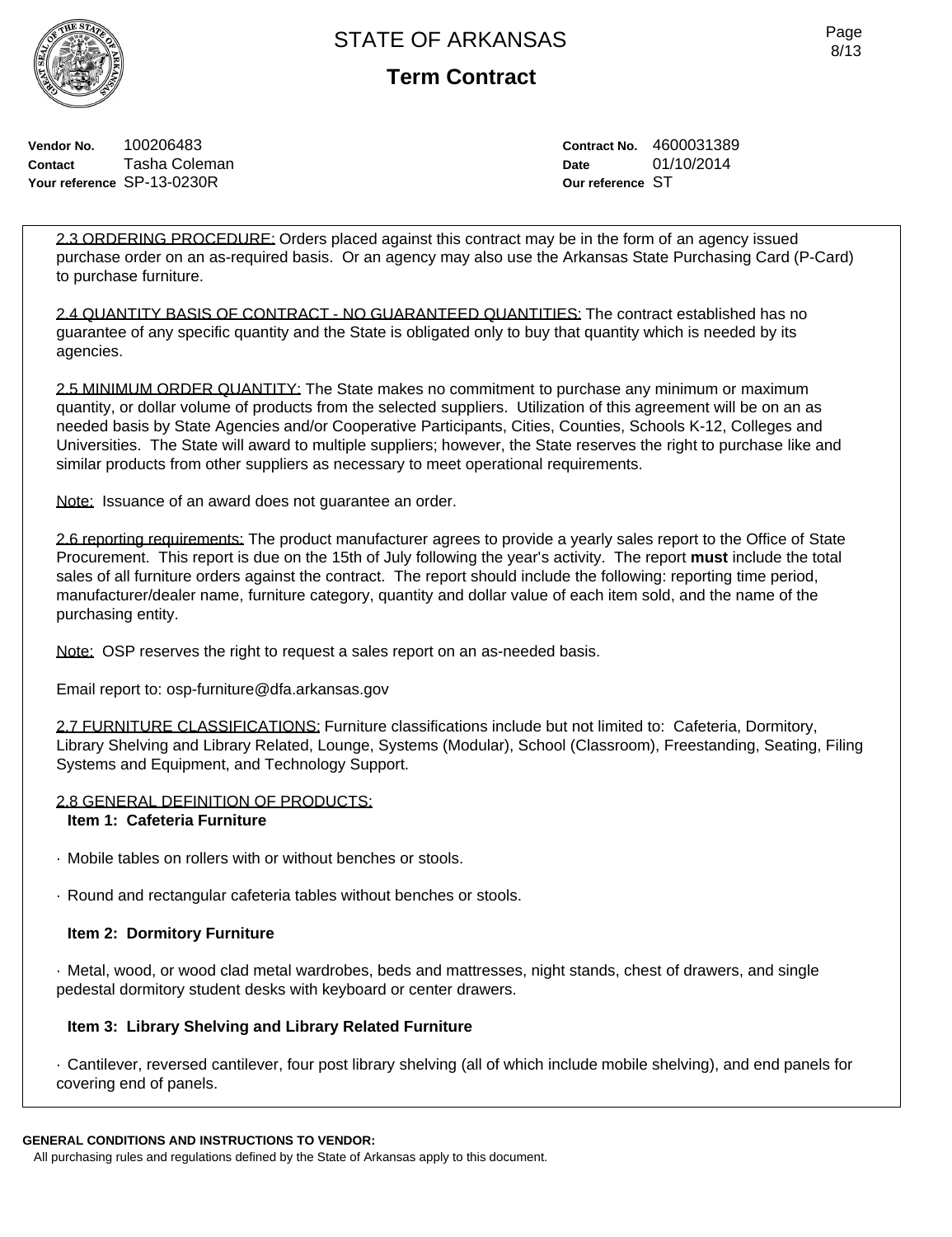# STATE OF ARKANSAS

## Term Contract

**Vendor No.** 100206483
**Contact** Tasha Coleman
**Your reference** SP-13-0230R

**Contract No.** 4600031389
**Date** 01/10/2014
**Our reference** ST

2.3 ORDERING PROCEDURE: Orders placed against this contract may be in the form of an agency issued purchase order on an as-required basis. Or an agency may also use the Arkansas State Purchasing Card (P-Card) to purchase furniture.

2.4 QUANTITY BASIS OF CONTRACT - NO GUARANTEED QUANTITIES: The contract established has no guarantee of any specific quantity and the State is obligated only to buy that quantity which is needed by its agencies.

2.5 MINIMUM ORDER QUANTITY: The State makes no commitment to purchase any minimum or maximum quantity, or dollar volume of products from the selected suppliers. Utilization of this agreement will be on an as needed basis by State Agencies and/or Cooperative Participants, Cities, Counties, Schools K-12, Colleges and Universities. The State will award to multiple suppliers; however, the State reserves the right to purchase like and similar products from other suppliers as necessary to meet operational requirements.

Note: Issuance of an award does not guarantee an order.

2.6 reporting requirements: The product manufacturer agrees to provide a yearly sales report to the Office of State Procurement. This report is due on the 15th of July following the year's activity. The report **must** include the total sales of all furniture orders against the contract. The report should include the following: reporting time period, manufacturer/dealer name, furniture category, quantity and dollar value of each item sold, and the name of the purchasing entity.

Note: OSP reserves the right to request a sales report on an as-needed basis.

Email report to: osp-furniture@dfa.arkansas.gov

2.7 FURNITURE CLASSIFICATIONS: Furniture classifications include but not limited to: Cafeteria, Dormitory, Library Shelving and Library Related, Lounge, Systems (Modular), School (Classroom), Freestanding, Seating, Filing Systems and Equipment, and Technology Support.

2.8 GENERAL DEFINITION OF PRODUCTS:

**Item 1: Cafeteria Furniture**

· Mobile tables on rollers with or without benches or stools.

· Round and rectangular cafeteria tables without benches or stools.

**Item 2: Dormitory Furniture**

· Metal, wood, or wood clad metal wardrobes, beds and mattresses, night stands, chest of drawers, and single pedestal dormitory student desks with keyboard or center drawers.

**Item 3: Library Shelving and Library Related Furniture**

· Cantilever, reversed cantilever, four post library shelving (all of which include mobile shelving), and end panels for covering end of panels.

**GENERAL CONDITIONS AND INSTRUCTIONS TO VENDOR:**
All purchasing rules and regulations defined by the State of Arkansas apply to this document.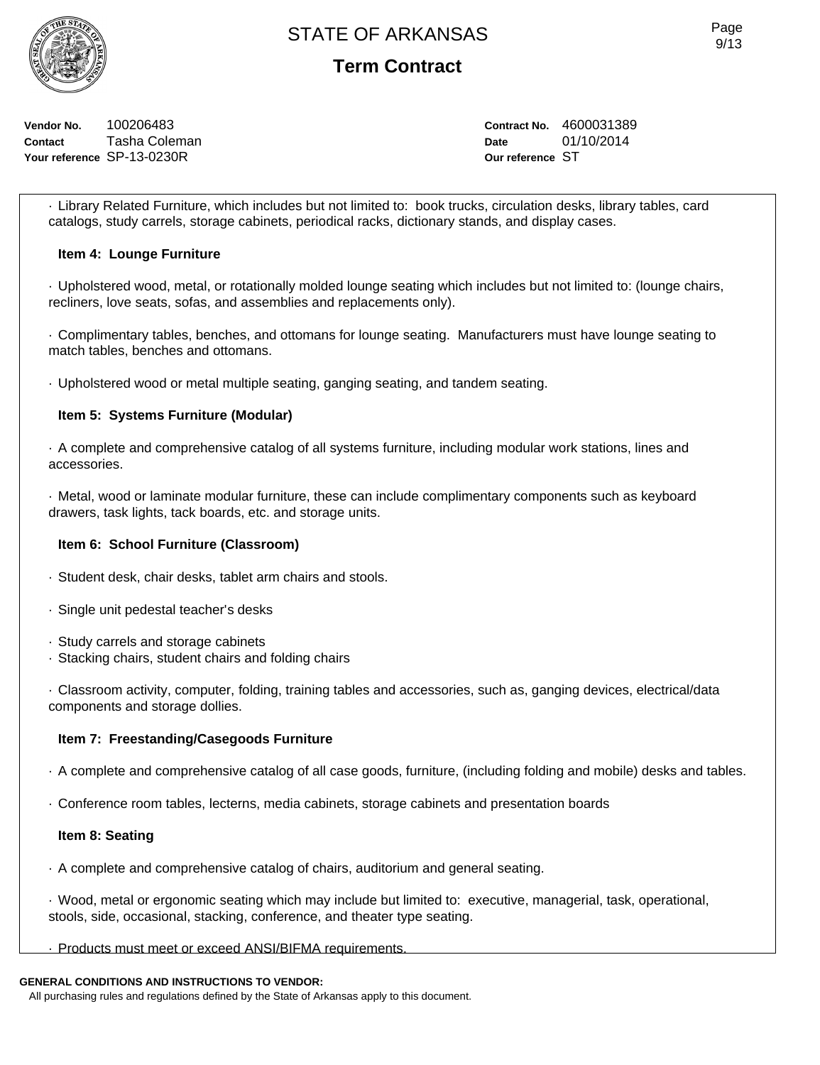# STATE OF ARKANSAS

## Term Contract

**Vendor No.** 100206483
**Contact** Tasha Coleman
**Your reference** SP-13-0230R

**Contract No.** 4600031389
**Date** 01/10/2014
**Our reference** ST

· Library Related Furniture, which includes but not limited to: book trucks, circulation desks, library tables, card catalogs, study carrels, storage cabinets, periodical racks, dictionary stands, and display cases.

**Item 4: Lounge Furniture**

· Upholstered wood, metal, or rotationally molded lounge seating which includes but not limited to: (lounge chairs, recliners, love seats, sofas, and assemblies and replacements only).

· Complimentary tables, benches, and ottomans for lounge seating. Manufacturers must have lounge seating to match tables, benches and ottomans.

· Upholstered wood or metal multiple seating, ganging seating, and tandem seating.

**Item 5: Systems Furniture (Modular)**

· A complete and comprehensive catalog of all systems furniture, including modular work stations, lines and accessories.

· Metal, wood or laminate modular furniture, these can include complimentary components such as keyboard drawers, task lights, tack boards, etc. and storage units.

**Item 6: School Furniture (Classroom)**

· Student desk, chair desks, tablet arm chairs and stools.

· Single unit pedestal teacher's desks

· Study carrels and storage cabinets
· Stacking chairs, student chairs and folding chairs

· Classroom activity, computer, folding, training tables and accessories, such as, ganging devices, electrical/data components and storage dollies.

**Item 7: Freestanding/Casegoods Furniture**

· A complete and comprehensive catalog of all case goods, furniture, (including folding and mobile) desks and tables.

· Conference room tables, lecterns, media cabinets, storage cabinets and presentation boards

**Item 8: Seating**

· A complete and comprehensive catalog of chairs, auditorium and general seating.

· Wood, metal or ergonomic seating which may include but limited to: executive, managerial, task, operational, stools, side, occasional, stacking, conference, and theater type seating.

· Products must meet or exceed ANSI/BIFMA requirements.

**GENERAL CONDITIONS AND INSTRUCTIONS TO VENDOR:**
All purchasing rules and regulations defined by the State of Arkansas apply to this document.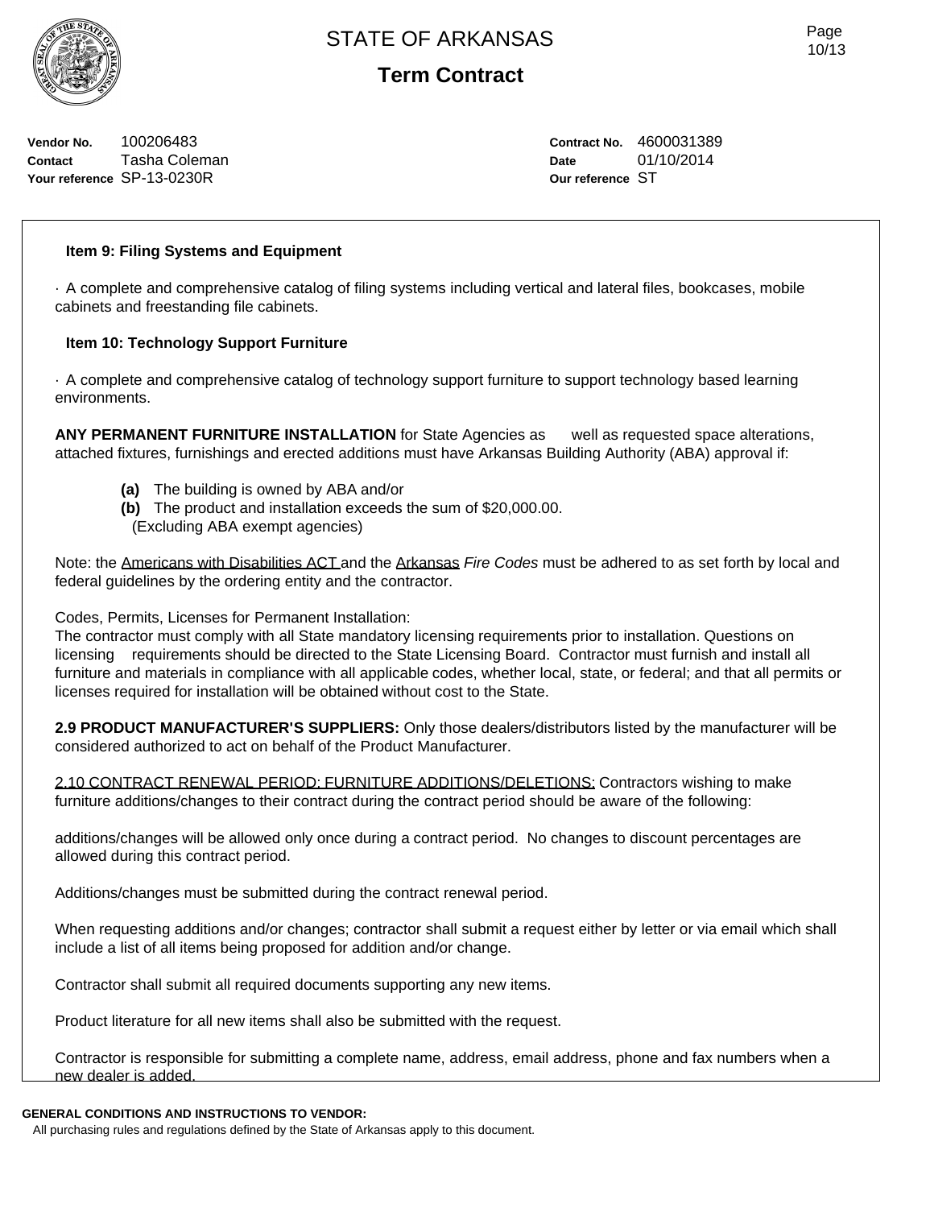**Vendor No.** 100206483
**Contact** Tasha Coleman
**Your reference** SP-13-0230R

**Contract No.** 4600031389
**Date** 01/10/2014
**Our reference** ST

**Item 9: Filing Systems and Equipment**

· A complete and comprehensive catalog of filing systems including vertical and lateral files, bookcases, mobile cabinets and freestanding file cabinets.

**Item 10: Technology Support Furniture**

· A complete and comprehensive catalog of technology support furniture to support technology based learning environments.

**ANY PERMANENT FURNITURE INSTALLATION** for State Agencies as well as requested space alterations, attached fixtures, furnishings and erected additions must have Arkansas Building Authority (ABA) approval if:

**(a)** The building is owned by ABA and/or
**(b)** The product and installation exceeds the sum of $20,000.00.
(Excluding ABA exempt agencies)

Note: the Americans with Disabilities ACT and the Arkansas *Fire Codes* must be adhered to as set forth by local and federal guidelines by the ordering entity and the contractor.

Codes, Permits, Licenses for Permanent Installation:
The contractor must comply with all State mandatory licensing requirements prior to installation. Questions on licensing requirements should be directed to the State Licensing Board. Contractor must furnish and install all furniture and materials in compliance with all applicable codes, whether local, state, or federal; and that all permits or licenses required for installation will be obtained without cost to the State.

**2.9 PRODUCT MANUFACTURER'S SUPPLIERS:** Only those dealers/distributors listed by the manufacturer will be considered authorized to act on behalf of the Product Manufacturer.

2.10 CONTRACT RENEWAL PERIOD: FURNITURE ADDITIONS/DELETIONS: Contractors wishing to make furniture additions/changes to their contract during the contract period should be aware of the following:

additions/changes will be allowed only once during a contract period. No changes to discount percentages are allowed during this contract period.

Additions/changes must be submitted during the contract renewal period.

When requesting additions and/or changes; contractor shall submit a request either by letter or via email which shall include a list of all items being proposed for addition and/or change.

Contractor shall submit all required documents supporting any new items.

Product literature for all new items shall also be submitted with the request.

Contractor is responsible for submitting a complete name, address, email address, phone and fax numbers when a new dealer is added.

**GENERAL CONDITIONS AND INSTRUCTIONS TO VENDOR:**
All purchasing rules and regulations defined by the State of Arkansas apply to this document.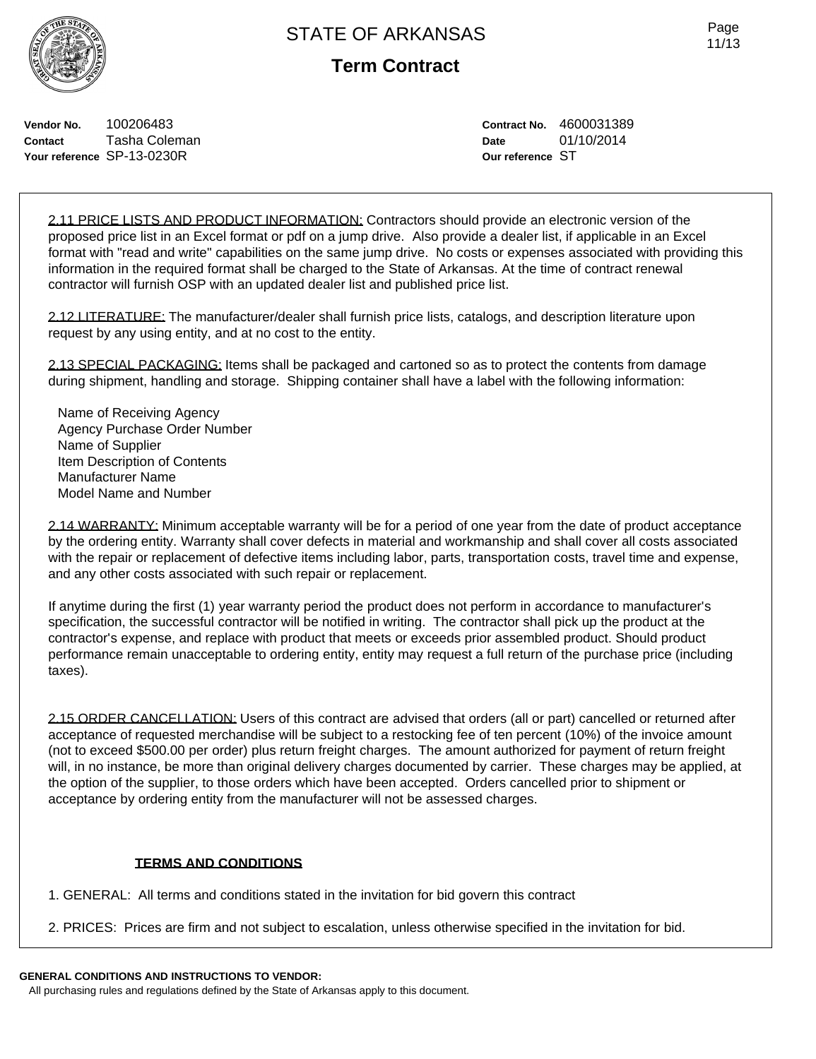Vendor No. 100206483
Contact Tasha Coleman
Your reference SP-13-0230R

Contract No. 4600031389
Date 01/10/2014
Our reference ST

2.11 PRICE LISTS AND PRODUCT INFORMATION: Contractors should provide an electronic version of the proposed price list in an Excel format or pdf on a jump drive. Also provide a dealer list, if applicable in an Excel format with "read and write" capabilities on the same jump drive. No costs or expenses associated with providing this information in the required format shall be charged to the State of Arkansas. At the time of contract renewal contractor will furnish OSP with an updated dealer list and published price list.

2.12 LITERATURE: The manufacturer/dealer shall furnish price lists, catalogs, and description literature upon request by any using entity, and at no cost to the entity.

2.13 SPECIAL PACKAGING: Items shall be packaged and cartoned so as to protect the contents from damage during shipment, handling and storage. Shipping container shall have a label with the following information:

Name of Receiving Agency
Agency Purchase Order Number
Name of Supplier
Item Description of Contents
Manufacturer Name
Model Name and Number

2.14 WARRANTY: Minimum acceptable warranty will be for a period of one year from the date of product acceptance by the ordering entity. Warranty shall cover defects in material and workmanship and shall cover all costs associated with the repair or replacement of defective items including labor, parts, transportation costs, travel time and expense, and any other costs associated with such repair or replacement.

If anytime during the first (1) year warranty period the product does not perform in accordance to manufacturer's specification, the successful contractor will be notified in writing. The contractor shall pick up the product at the contractor's expense, and replace with product that meets or exceeds prior assembled product. Should product performance remain unacceptable to ordering entity, entity may request a full return of the purchase price (including taxes).

2.15 ORDER CANCELLATION: Users of this contract are advised that orders (all or part) cancelled or returned after acceptance of requested merchandise will be subject to a restocking fee of ten percent (10%) of the invoice amount (not to exceed $500.00 per order) plus return freight charges. The amount authorized for payment of return freight will, in no instance, be more than original delivery charges documented by carrier. These charges may be applied, at the option of the supplier, to those orders which have been accepted. Orders cancelled prior to shipment or acceptance by ordering entity from the manufacturer will not be assessed charges.

**TERMS AND CONDITIONS**

1. GENERAL: All terms and conditions stated in the invitation for bid govern this contract

2. PRICES: Prices are firm and not subject to escalation, unless otherwise specified in the invitation for bid.

**GENERAL CONDITIONS AND INSTRUCTIONS TO VENDOR:**

All purchasing rules and regulations defined by the State of Arkansas apply to this document.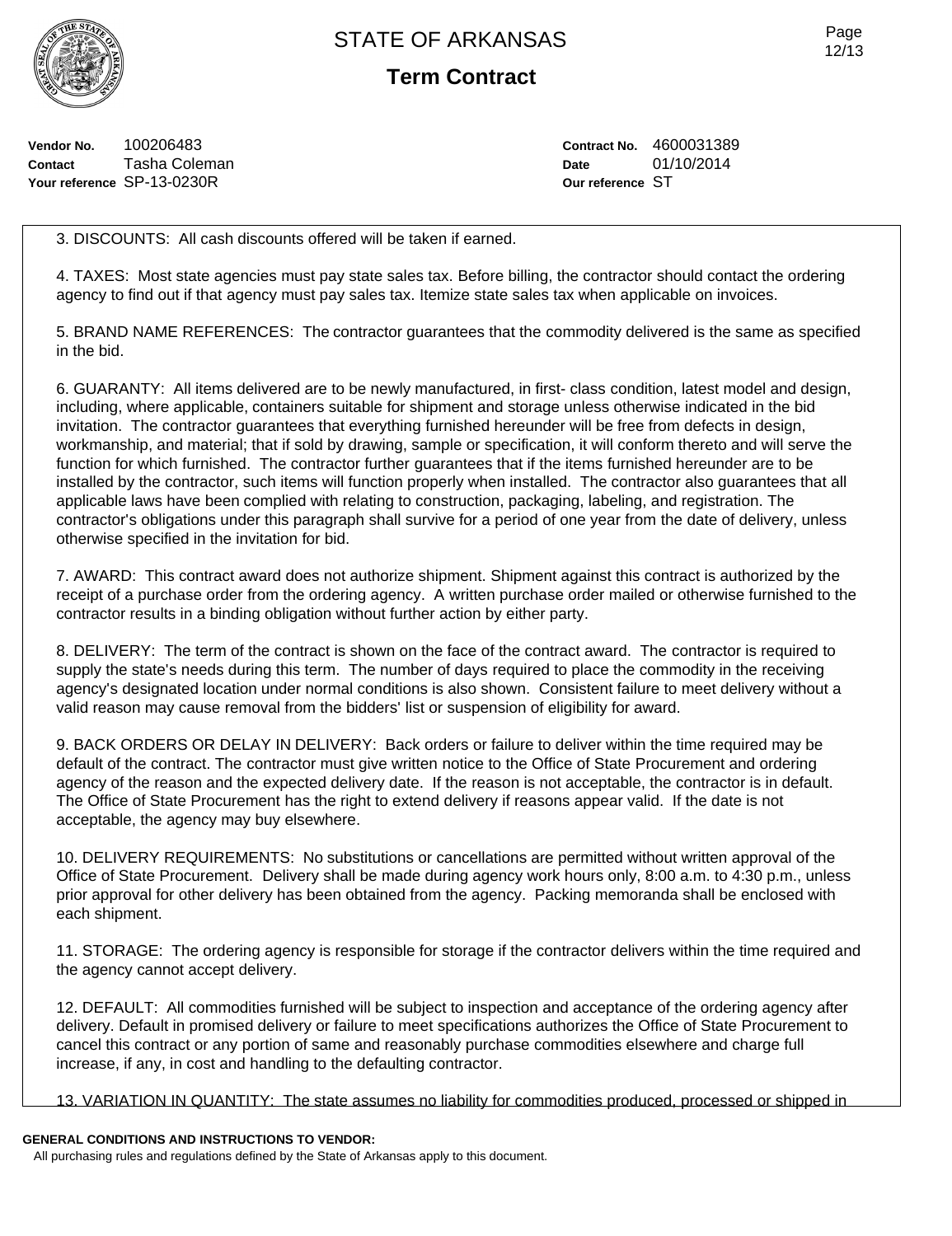STATE OF ARKANSAS

**Term Contract**

**Vendor No.** 100206483
**Contact** Tasha Coleman
**Your reference** SP-13-0230R

**Contract No.** 4600031389
**Date** 01/10/2014
**Our reference** ST

3. DISCOUNTS: All cash discounts offered will be taken if earned.

4. TAXES: Most state agencies must pay state sales tax. Before billing, the contractor should contact the ordering agency to find out if that agency must pay sales tax. Itemize state sales tax when applicable on invoices.

5. BRAND NAME REFERENCES: The contractor guarantees that the commodity delivered is the same as specified in the bid.

6. GUARANTY: All items delivered are to be newly manufactured, in first- class condition, latest model and design, including, where applicable, containers suitable for shipment and storage unless otherwise indicated in the bid invitation. The contractor guarantees that everything furnished hereunder will be free from defects in design, workmanship, and material; that if sold by drawing, sample or specification, it will conform thereto and will serve the function for which furnished. The contractor further guarantees that if the items furnished hereunder are to be installed by the contractor, such items will function properly when installed. The contractor also guarantees that all applicable laws have been complied with relating to construction, packaging, labeling, and registration. The contractor's obligations under this paragraph shall survive for a period of one year from the date of delivery, unless otherwise specified in the invitation for bid.

7. AWARD: This contract award does not authorize shipment. Shipment against this contract is authorized by the receipt of a purchase order from the ordering agency. A written purchase order mailed or otherwise furnished to the contractor results in a binding obligation without further action by either party.

8. DELIVERY: The term of the contract is shown on the face of the contract award. The contractor is required to supply the state's needs during this term. The number of days required to place the commodity in the receiving agency's designated location under normal conditions is also shown. Consistent failure to meet delivery without a valid reason may cause removal from the bidders' list or suspension of eligibility for award.

9. BACK ORDERS OR DELAY IN DELIVERY: Back orders or failure to deliver within the time required may be default of the contract. The contractor must give written notice to the Office of State Procurement and ordering agency of the reason and the expected delivery date. If the reason is not acceptable, the contractor is in default. The Office of State Procurement has the right to extend delivery if reasons appear valid. If the date is not acceptable, the agency may buy elsewhere.

10. DELIVERY REQUIREMENTS: No substitutions or cancellations are permitted without written approval of the Office of State Procurement. Delivery shall be made during agency work hours only, 8:00 a.m. to 4:30 p.m., unless prior approval for other delivery has been obtained from the agency. Packing memoranda shall be enclosed with each shipment.

11. STORAGE: The ordering agency is responsible for storage if the contractor delivers within the time required and the agency cannot accept delivery.

12. DEFAULT: All commodities furnished will be subject to inspection and acceptance of the ordering agency after delivery. Default in promised delivery or failure to meet specifications authorizes the Office of State Procurement to cancel this contract or any portion of same and reasonably purchase commodities elsewhere and charge full increase, if any, in cost and handling to the defaulting contractor.

13. VARIATION IN QUANTITY: The state assumes no liability for commodities produced, processed or shipped in

**GENERAL CONDITIONS AND INSTRUCTIONS TO VENDOR:**

All purchasing rules and regulations defined by the State of Arkansas apply to this document.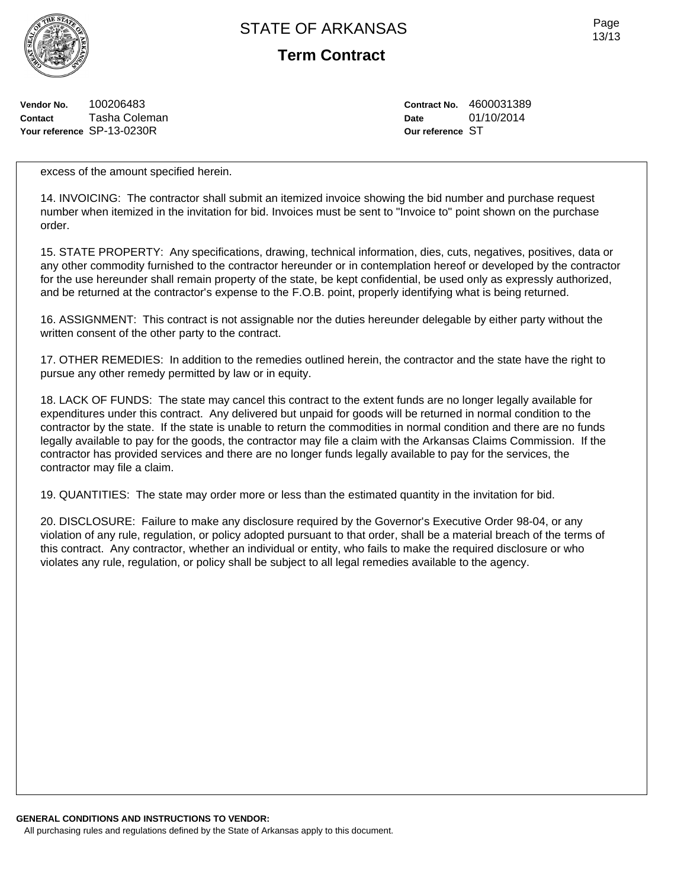excess of the amount specified herein.

14. INVOICING: The contractor shall submit an itemized invoice showing the bid number and purchase request number when itemized in the invitation for bid. Invoices must be sent to "Invoice to" point shown on the purchase order.

15. STATE PROPERTY: Any specifications, drawing, technical information, dies, cuts, negatives, positives, data or any other commodity furnished to the contractor hereunder or in contemplation hereof or developed by the contractor for the use hereunder shall remain property of the state, be kept confidential, be used only as expressly authorized, and be returned at the contractor's expense to the F.O.B. point, properly identifying what is being returned.

16. ASSIGNMENT: This contract is not assignable nor the duties hereunder delegable by either party without the written consent of the other party to the contract.

17. OTHER REMEDIES: In addition to the remedies outlined herein, the contractor and the state have the right to pursue any other remedy permitted by law or in equity.

18. LACK OF FUNDS: The state may cancel this contract to the extent funds are no longer legally available for expenditures under this contract. Any delivered but unpaid for goods will be returned in normal condition to the contractor by the state. If the state is unable to return the commodities in normal condition and there are no funds legally available to pay for the goods, the contractor may file a claim with the Arkansas Claims Commission. If the contractor has provided services and there are no longer funds legally available to pay for the services, the contractor may file a claim.

19. QUANTITIES: The state may order more or less than the estimated quantity in the invitation for bid.

20. DISCLOSURE: Failure to make any disclosure required by the Governor's Executive Order 98-04, or any violation of any rule, regulation, or policy adopted pursuant to that order, shall be a material breach of the terms of this contract. Any contractor, whether an individual or entity, who fails to make the required disclosure or who violates any rule, regulation, or policy shall be subject to all legal remedies available to the agency.